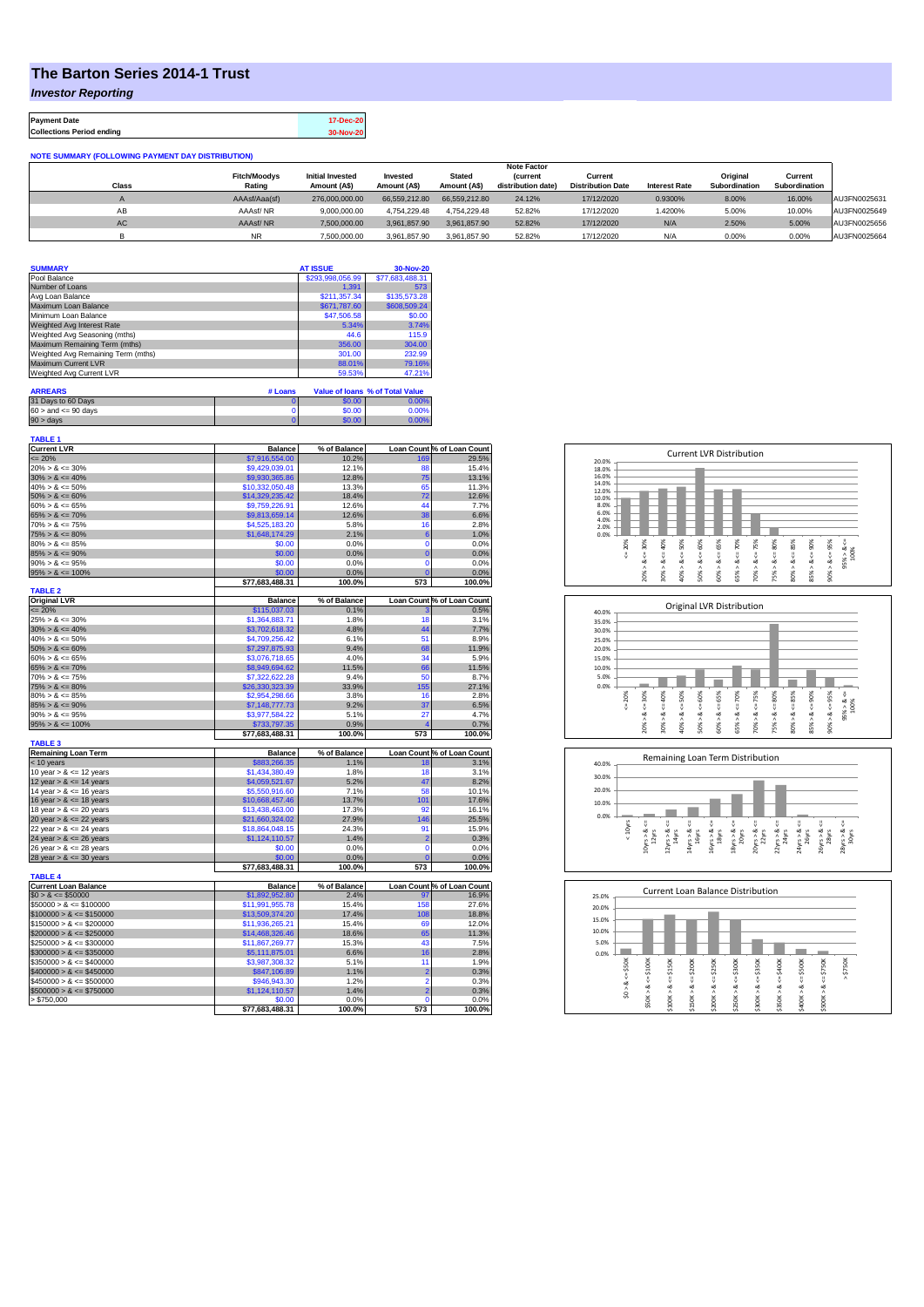# The Barton Series 2014-1 Trust

## *Investor Reporting*

| Payment Date | 17-Dec-20 |
|---|---|
| Collections Period ending | 30-Nov-20 |

**NOTE SUMMARY (FOLLOWING PAYMENT DAY DISTRIBUTION)**

| Class | Fitch/Moodys Rating | Initial Invested Amount (A$) | Invested Amount (A$) | Stated Amount (A$) | Note Factor (current distribution date) | Current Distribution Date | Interest Rate | Original Subordination | Current Subordination | |
|---|---|---|---|---|---|---|---|---|---|---|
| A | AAAsf/Aaa(sf) | 276,000,000.00 | 66,559,212.80 | 66,559,212.80 | 24.12% | 17/12/2020 | 0.9300% | 8.00% | 16.00% | AU3FN0025631 |
| AB | AAAsf/ NR | 9,000,000.00 | 4,754,229.48 | 4,754,229.48 | 52.82% | 17/12/2020 | 1.4200% | 5.00% | 10.00% | AU3FN0025649 |
| AC | AAAsf/ NR | 7,500,000.00 | 3,961,857.90 | 3,961,857.90 | 52.82% | 17/12/2020 | N/A | 2.50% | 5.00% | AU3FN0025656 |
| B | NR | 7,500,000.00 | 3,961,857.90 | 3,961,857.90 | 52.82% | 17/12/2020 | N/A | 0.00% | 0.00% | AU3FN0025664 |

| SUMMARY | AT ISSUE | 30-Nov-20 |
|---|---|---|
| Pool Balance | $293,998,056.99 | $77,683,488.31 |
| Number of Loans | 1,391 | 573 |
| Avg Loan Balance | $211,357.34 | $135,573.28 |
| Maximum Loan Balance | $671,787.60 | $608,509.24 |
| Minimum Loan Balance | $47,506.58 | $0.00 |
| Weighted Avg Interest Rate | 5.34% | 3.74% |
| Weighted Avg Seasoning (mths) | 44.6 | 115.9 |
| Maximum Remaining Term (mths) | 356.00 | 304.00 |
| Weighted Avg Remaining Term (mths) | 301.00 | 232.99 |
| Maximum Current LVR | 88.01% | 79.16% |
| Weighted Avg Current LVR | 59.53% | 47.21% |

| ARREARS | # Loans | Value of loans | % of Total Value |
|---|---|---|---|
| 31 Days to 60 Days | 0 | $0.00 | 0.00% |
| 60 > and <= 90 days | 0 | $0.00 | 0.00% |
| 90 > days | 0 | $0.00 | 0.00% |

**TABLE 1**

| Current LVR | Balance | % of Balance | Loan Count | % of Loan Count |
|---|---|---|---|---|
| <= 20% | $7,916,554.00 | 10.2% | 169 | 29.5% |
| 20% > & <= 30% | $9,429,039.01 | 12.1% | 88 | 15.4% |
| 30% > & <= 40% | $9,930,365.86 | 12.8% | 75 | 13.1% |
| 40% > & <= 50% | $10,332,050.48 | 13.3% | 65 | 11.3% |
| 50% > & <= 60% | $14,329,235.42 | 18.4% | 72 | 12.6% |
| 60% > & <= 65% | $9,759,226.91 | 12.6% | 44 | 7.7% |
| 65% > & <= 70% | $9,813,659.14 | 12.6% | 38 | 6.6% |
| 70% > & <= 75% | $4,525,183.20 | 5.8% | 16 | 2.8% |
| 75% > & <= 80% | $1,648,174.29 | 2.1% | 6 | 1.0% |
| 80% > & <= 85% | $0.00 | 0.0% | 0 | 0.0% |
| 85% > & <= 90% | $0.00 | 0.0% | 0 | 0.0% |
| 90% > & <= 95% | $0.00 | 0.0% | 0 | 0.0% |
| 95% > & <= 100% | $0.00 | 0.0% | 0 | 0.0% |
| | $77,683,488.31 | 100.0% | 573 | 100.0% |

**TABLE 2**

| Original LVR | Balance | % of Balance | Loan Count | % of Loan Count |
|---|---|---|---|---|
| <= 20% | $115,037.03 | 0.1% | 3 | 0.5% |
| 25% > & <= 30% | $1,364,883.71 | 1.8% | 18 | 3.1% |
| 30% > & <= 40% | $3,702,618.32 | 4.8% | 44 | 7.7% |
| 40% > & <= 50% | $4,709,256.42 | 6.1% | 51 | 8.9% |
| 50% > & <= 60% | $7,297,875.93 | 9.4% | 68 | 11.9% |
| 60% > & <= 65% | $3,076,718.65 | 4.0% | 34 | 5.9% |
| 65% > & <= 70% | $8,949,694.62 | 11.5% | 66 | 11.5% |
| 70% > & <= 75% | $7,322,622.28 | 9.4% | 50 | 8.7% |
| 75% > & <= 80% | $26,330,323.39 | 33.9% | 155 | 27.1% |
| 80% > & <= 85% | $2,954,298.66 | 3.8% | 16 | 2.8% |
| 85% > & <= 90% | $7,148,777.73 | 9.2% | 37 | 6.5% |
| 90% > & <= 95% | $3,977,584.22 | 5.1% | 27 | 4.7% |
| 95% > & <= 100% | $733,797.35 | 0.9% | 4 | 0.7% |
| | $77,683,488.31 | 100.0% | 573 | 100.0% |

**TABLE 3**

| Remaining Loan Term | Balance | % of Balance | Loan Count | % of Loan Count |
|---|---|---|---|---|
| < 10 years | $883,266.35 | 1.1% | 18 | 3.1% |
| 10 year > & <= 12 years | $1,434,380.49 | 1.8% | 18 | 3.1% |
| 12 year > & <= 14 years | $4,059,521.67 | 5.2% | 47 | 8.2% |
| 14 year > & <= 16 years | $5,550,916.60 | 7.1% | 58 | 10.1% |
| 16 year > & <= 18 years | $10,668,457.46 | 13.7% | 101 | 17.6% |
| 18 year > & <= 20 years | $13,438,463.00 | 17.3% | 92 | 16.1% |
| 20 year > & <= 22 years | $21,660,324.02 | 27.9% | 146 | 25.5% |
| 22 year > & <= 24 years | $18,864,048.15 | 24.3% | 91 | 15.9% |
| 24 year > & <= 26 years | $1,124,110.57 | 1.4% | 2 | 0.3% |
| 26 year > & <= 28 years | $0.00 | 0.0% | 0 | 0.0% |
| 28 year > & <= 30 years | $0.00 | 0.0% | 0 | 0.0% |
| | $77,683,488.31 | 100.0% | 573 | 100.0% |

**TABLE 4**

| Current Loan Balance | Balance | % of Balance | Loan Count | % of Loan Count |
|---|---|---|---|---|
| $0 > & <= $50000 | $1,892,952.80 | 2.4% | 97 | 16.9% |
| $50000 > & <= $100000 | $11,991,955.78 | 15.4% | 158 | 27.6% |
| $100000 > & <= $150000 | $13,509,374.20 | 17.4% | 108 | 18.8% |
| $150000 > & <= $200000 | $11,936,265.21 | 15.4% | 69 | 12.0% |
| $200000 > & <= $250000 | $14,468,326.46 | 18.6% | 65 | 11.3% |
| $250000 > & <= $300000 | $11,867,269.77 | 15.3% | 43 | 7.5% |
| $300000 > & <= $350000 | $5,111,875.01 | 6.6% | 16 | 2.8% |
| $350000 > & <= $400000 | $3,987,308.32 | 5.1% | 11 | 1.9% |
| $400000 > & <= $450000 | $847,106.89 | 1.1% | 2 | 0.3% |
| $450000 > & <= $500000 | $946,943.30 | 1.2% | 2 | 0.3% |
| $500000 > & <= $750000 | $1,124,110.57 | 1.4% | 2 | 0.3% |
| > $750,000 | $0.00 | 0.0% | 0 | 0.0% |
| | $77,683,488.31 | 100.0% | 573 | 100.0% |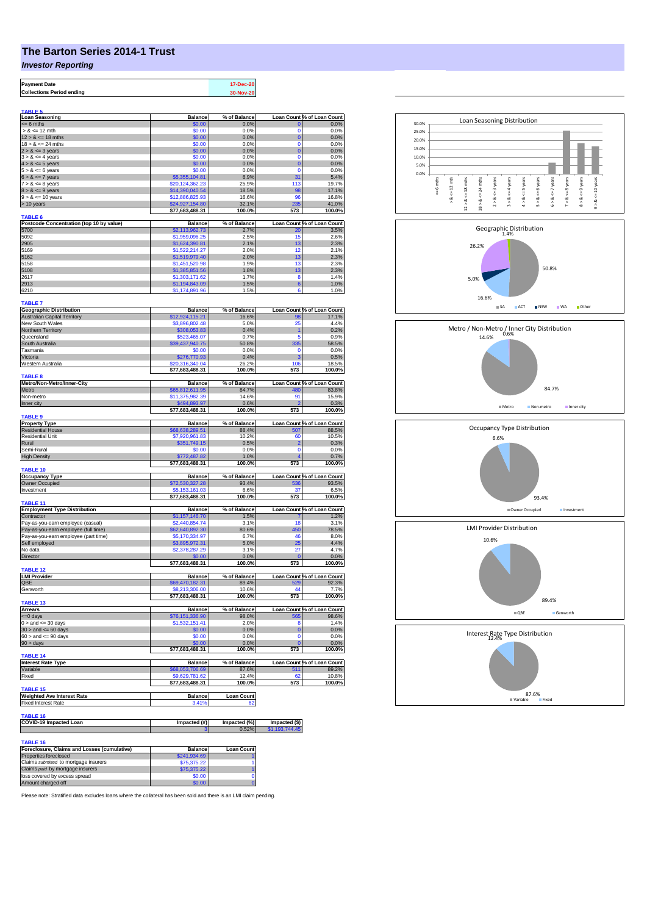# The Barton Series 2014-1 Trust

*Investor Reporting*

| | |
|---|---|
| **Payment Date** | 17-Dec-20 |
| **Collections Period ending** | 30-Nov-20 |

**TABLE 5**

| Loan Seasoning | Balance | % of Balance | Loan Count | % of Loan Count |
|---|---|---|---|---|
| <= 6 mths | $0.00 | 0.0% | 0 | 0.0% |
| > & <= 12 mth | $0.00 | 0.0% | 0 | 0.0% |
| 12 > & <= 18 mths | $0.00 | 0.0% | 0 | 0.0% |
| 18 > & <= 24 mths | $0.00 | 0.0% | 0 | 0.0% |
| 2 > & <= 3 years | $0.00 | 0.0% | 0 | 0.0% |
| 3 > & <= 4 years | $0.00 | 0.0% | 0 | 0.0% |
| 4 > & <= 5 years | $0.00 | 0.0% | 0 | 0.0% |
| 5 > & <= 6 years | $0.00 | 0.0% | 0 | 0.0% |
| 6 > & <= 7 years | $5,355,104.81 | 6.9% | 31 | 5.4% |
| 7 > & <= 8 years | $20,124,362.23 | 25.9% | 113 | 19.7% |
| 8 > & <= 9 years | $14,390,040.54 | 18.5% | 98 | 17.1% |
| 9 > & <= 10 years | $12,886,825.93 | 16.6% | 96 | 16.8% |
| > 10 years | $24,927,154.80 | 32.1% | 235 | 41.0% |
| | $77,683,488.31 | 100.0% | 573 | 100.0% |

**TABLE 6**

| Postcode Concentration (top 10 by value) | Balance | % of Balance | Loan Count | % of Loan Count |
|---|---|---|---|---|
| 5700 | $2,113,962.73 | 2.7% | 20 | 3.5% |
| 5092 | $1,959,096.25 | 2.5% | 15 | 2.6% |
| 2905 | $1,624,390.81 | 2.1% | 13 | 2.3% |
| 5169 | $1,522,214.27 | 2.0% | 12 | 2.1% |
| 5162 | $1,519,979.40 | 2.0% | 13 | 2.3% |
| 5158 | $1,451,520.98 | 1.9% | 13 | 2.3% |
| 5108 | $1,385,851.56 | 1.8% | 13 | 2.3% |
| 2617 | $1,303,171.62 | 1.7% | 8 | 1.4% |
| 2913 | $1,194,843.09 | 1.5% | 6 | 1.0% |
| 6210 | $1,174,891.96 | 1.5% | 6 | 1.0% |

**TABLE 7**

| Geographic Distribution | Balance | % of Balance | Loan Count | % of Loan Count |
|---|---|---|---|---|
| Australian Capital Territory | $12,924,115.21 | 16.6% | 98 | 17.1% |
| New South Wales | $3,896,802.48 | 5.0% | 25 | 4.4% |
| Northern Territory | $308,053.83 | 0.4% | 1 | 0.2% |
| Queensland | $523,465.07 | 0.7% | 5 | 0.9% |
| South Australia | $39,437,940.75 | 50.8% | 335 | 58.5% |
| Tasmania | $0.00 | 0.0% | 0 | 0.0% |
| Victoria | $276,770.93 | 0.4% | 3 | 0.5% |
| Western Australia | $20,316,340.04 | 26.2% | 106 | 18.5% |
| | $77,683,488.31 | 100.0% | 573 | 100.0% |

**TABLE 8**

| Metro/Non-Metro/Inner-City | Balance | % of Balance | Loan Count | % of Loan Count |
|---|---|---|---|---|
| Metro | $65,812,611.95 | 84.7% | 480 | 83.8% |
| Non-metro | $11,375,982.39 | 14.6% | 91 | 15.9% |
| Inner city | $494,893.97 | 0.6% | 2 | 0.3% |
| | $77,683,488.31 | 100.0% | 573 | 100.0% |

**TABLE 9**

| Property Type | Balance | % of Balance | Loan Count | % of Loan Count |
|---|---|---|---|---|
| Residential House | $68,638,289.51 | 88.4% | 507 | 88.5% |
| Residential Unit | $7,920,961.83 | 10.2% | 60 | 10.5% |
| Rural | $351,749.15 | 0.5% | 2 | 0.3% |
| Semi-Rural | $0.00 | 0.0% | 0 | 0.0% |
| High Density | $772,487.82 | 1.0% | 4 | 0.7% |
| | $77,683,488.31 | 100.0% | 573 | 100.0% |

**TABLE 10**

| Occupancy Type | Balance | % of Balance | Loan Count | % of Loan Count |
|---|---|---|---|---|
| Owner Occupied | $72,530,327.28 | 93.4% | 536 | 93.5% |
| Investment | $5,153,161.03 | 6.6% | 37 | 6.5% |
| | $77,683,488.31 | 100.0% | 573 | 100.0% |

**TABLE 11**

| Employment Type Distribution | Balance | % of Balance | Loan Count | % of Loan Count |
|---|---|---|---|---|
| Contractor | $1,157,146.70 | 1.5% | 7 | 1.2% |
| Pay-as-you-earn employee (casual) | $2,440,854.74 | 3.1% | 18 | 3.1% |
| Pay-as-you-earn employee (full time) | $62,640,892.30 | 80.6% | 450 | 78.5% |
| Pay-as-you-earn employee (part time) | $5,170,334.97 | 6.7% | 46 | 8.0% |
| Self employed | $3,895,972.31 | 5.0% | 25 | 4.4% |
| No data | $2,378,287.29 | 3.1% | 27 | 4.7% |
| Director | $0.00 | 0.0% | 0 | 0.0% |
| | $77,683,488.31 | 100.0% | 573 | 100.0% |

**TABLE 12**

| LMI Provider | Balance | % of Balance | Loan Count | % of Loan Count |
|---|---|---|---|---|
| QBE | $69,470,182.31 | 89.4% | 529 | 92.3% |
| Genworth | $8,213,306.00 | 10.6% | 44 | 7.7% |
| | $77,683,488.31 | 100.0% | 573 | 100.0% |

**TABLE 13**

| Arrears | Balance | % of Balance | Loan Count | % of Loan Count |
|---|---|---|---|---|
| <=0 days | $76,151,336.90 | 98.0% | 565 | 98.6% |
| 0 > and <= 30 days | $1,532,151.41 | 2.0% | 8 | 1.4% |
| 30 > and <= 60 days | $0.00 | 0.0% | 0 | 0.0% |
| 60 > and <= 90 days | $0.00 | 0.0% | 0 | 0.0% |
| 90 > days | $0.00 | 0.0% | 0 | 0.0% |
| | $77,683,488.31 | 100.0% | 573 | 100.0% |

**TABLE 14**

| Interest Rate Type | Balance | % of Balance | Loan Count | % of Loan Count |
|---|---|---|---|---|
| Variable | $68,053,706.69 | 87.6% | 511 | 89.2% |
| Fixed | $9,629,781.62 | 12.4% | 62 | 10.8% |
| | $77,683,488.31 | 100.0% | 573 | 100.0% |

**TABLE 15**

| Weighted Ave Interest Rate | Balance | Loan Count |
|---|---|---|
| Fixed Interest Rate | 3.41% | 62 |

**TABLE 16**

| COVID-19 Impacted Loan | Impacted (#) | Impacted (%) | Impacted ($) |
|---|---|---|---|
| | 3 | 0.52% | $1,193,744.45 |

**TABLE 16**

| Foreclosure, Claims and Losses (cumulative) | Balance | Loan Count |
|---|---|---|
| Properties foreclosed | $241,934.69 | 1 |
| Claims *submitted* to mortgage insurers | $75,375.22 | 1 |
| Claims *paid* by mortgage insurers | $75,375.22 | 1 |
| loss covered by excess spread | $0.00 | 0 |
| Amount charged off | $0.00 | 0 |

Please note: Stratified data excludes loans where the collateral has been sold and there is an LMI claim pending.

Loan Seasoning Distribution

30.0%
25.0%
20.0%
15.0%
10.0%
5.0%
0.0%

<= 6 mths, > & <= 12 mth, 12 > & <= 18 mths, 18 > & <= 24 mths, 2 > & <= 3 years, 3 > & <= 4 years, 4 > & <= 5 years, 5 > & <= 6 years, 6 > & <= 7 years, 7 > & <= 8 years, 8 > & <= 9 years, 9 > & <= 10 years

Geographic Distribution

1.4%
26.2%
50.8%
5.0%
16.6%

SA ACT NSW WA Other

Metro / Non-Metro / Inner City Distribution

0.6%
14.6%
84.7%

Metro Non-metro Inner city

Occupancy Type Distribution

6.6%
93.4%

Owner Occupied Investment

LMI Provider Distribution

10.6%
89.4%

QBE Genworth

Interest Rate Type Distribution

12.4%
87.6%

Variable Fixed